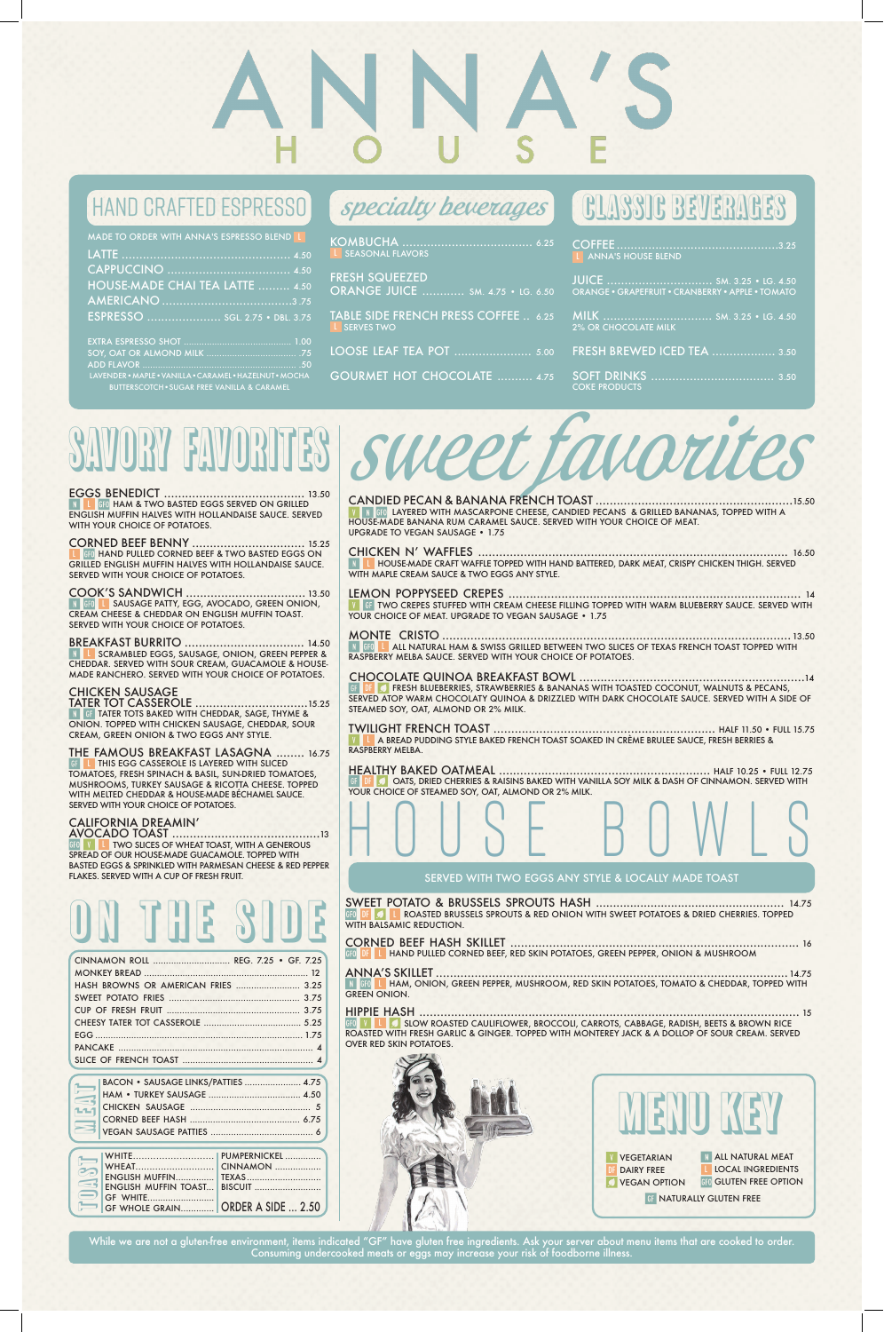# ANNA'S HOUSE

## HAND CRAFTED ESPRESSO

MADE TO ORDER WITH ANNA'S ESPRESSO BLEND L

- LATTE ... 4.50
- CAPPUCCINO ... 4.50
- HOUSE-MADE CHAI TEA LATTE ... 4.50
- AMERICANO ... 3.75
- ESPRESSO ... SGL. 2.75 • DBL. 3.75

- EXTRA ESPRESSO SHOT ... 1.00
- SOY, OAT OR ALMOND MILK ... .75
- ADD FLAVOR ... .50

LAVENDER • MAPLE • VANILLA • CARAMEL • HAZELNUT • MOCHA BUTTERSCOTCH • SUGAR FREE VANILLA & CARAMEL

## specialty beverages

- KOMBUCHA ... 6.25
  L SEASONAL FLAVORS
- FRESH SQUEEZED ORANGE JUICE ... SM. 4.75 • LG. 6.50
- TABLE SIDE FRENCH PRESS COFFEE ... 6.25
  L SERVES TWO
- LOOSE LEAF TEA POT ... 5.00
- GOURMET HOT CHOCOLATE ... 4.75

## CLASSIC BEVERAGES

- COFFEE ... 3.25
  L ANNA'S HOUSE BLEND
- JUICE ... SM. 3.25 • LG. 4.50
  ORANGE • GRAPEFRUIT • CRANBERRY • APPLE • TOMATO
- MILK ... SM. 3.25 • LG. 4.50
  2% OR CHOCOLATE MILK
- FRESH BREWED ICED TEA ... 3.50
- SOFT DRINKS ... 3.50
  COKE PRODUCTS

## SAVORY FAVORITES

**EGGS BENEDICT ... 13.50**
N L GFO HAM & TWO BASTED EGGS SERVED ON GRILLED ENGLISH MUFFIN HALVES WITH HOLLANDAISE SAUCE. SERVED WITH YOUR CHOICE OF POTATOES.

**CORNED BEEF BENNY ... 15.25**
L GFO HAND PULLED CORNED BEEF & TWO BASTED EGGS ON GRILLED ENGLISH MUFFIN HALVES WITH HOLLANDAISE SAUCE. SERVED WITH YOUR CHOICE OF POTATOES.

**COOK'S SANDWICH ... 13.50**
N GFO L SAUSAGE PATTY, EGG, AVOCADO, GREEN ONION, CREAM CHEESE & CHEDDAR ON ENGLISH MUFFIN TOAST. SERVED WITH YOUR CHOICE OF POTATOES.

**BREAKFAST BURRITO ... 14.50**
N L SCRAMBLED EGGS, SAUSAGE, ONION, GREEN PEPPER & CHEDDAR. SERVED WITH SOUR CREAM, GUACAMOLE & HOUSE-MADE RANCHERO. SERVED WITH YOUR CHOICE OF POTATOES.

**CHICKEN SAUSAGE TATER TOT CASSEROLE ... 15.25**
N GF TATER TOTS BAKED WITH CHEDDAR, SAGE, THYME & ONION. TOPPED WITH CHICKEN SAUSAGE, CHEDDAR, SOUR CREAM, GREEN ONION & TWO EGGS ANY STYLE.

**THE FAMOUS BREAKFAST LASAGNA ... 16.75**
GF L THIS EGG CASSEROLE IS LAYERED WITH SLICED TOMATOES, FRESH SPINACH & BASIL, SUN-DRIED TOMATOES, MUSHROOMS, TURKEY SAUSAGE & RICOTTA CHEESE. TOPPED WITH MELTED CHEDDAR & HOUSE-MADE BÉCHAMEL SAUCE. SERVED WITH YOUR CHOICE OF POTATOES.

**CALIFORNIA DREAMIN' AVOCADO TOAST ... 13**
GFO V L TWO SLICES OF WHEAT TOAST, WITH A GENEROUS SPREAD OF OUR HOUSE-MADE GUACAMOLE. TOPPED WITH BASTED EGGS & SPRINKLED WITH PARMESAN CHEESE & RED PEPPER FLAKES. SERVED WITH A CUP OF FRESH FRUIT.

## ON THE SIDE

- CINNAMON ROLL ... REG. 7.25 • GF. 7.25
- MONKEY BREAD ... 12
- HASH BROWNS OR AMERICAN FRIES ... 3.25
- SWEET POTATO FRIES ... 3.75
- CUP OF FRESH FRUIT ... 3.75
- CHEESY TATER TOT CASSEROLE ... 5.25
- EGG ... 1.75
- PANCAKE ... 4
- SLICE OF FRENCH TOAST ... 4

### MEAT

- BACON • SAUSAGE LINKS/PATTIES ... 4.75
- HAM • TURKEY SAUSAGE ... 4.50
- CHICKEN SAUSAGE ... 5
- CORNED BEEF HASH ... 6.75
- VEGAN SAUSAGE PATTIES ... 6

### TOAST

| | |
|---|---|
| WHITE | PUMPERNICKEL |
| WHEAT | CINNAMON |
| ENGLISH MUFFIN | TEXAS |
| ENGLISH MUFFIN TOAST | BISCUIT |
| GF WHITE | |
| GF WHOLE GRAIN | ORDER A SIDE ... 2.50 |

## sweet favorites

**CANDIED PECAN & BANANA FRENCH TOAST ... 15.50**
V N GFO LAYERED WITH MASCARPONE CHEESE, CANDIED PECANS & GRILLED BANANAS, TOPPED WITH A HOUSE-MADE BANANA RUM CARAMEL SAUCE. SERVED WITH YOUR CHOICE OF MEAT. UPGRADE TO VEGAN SAUSAGE • 1.75

**CHICKEN N' WAFFLES ... 16.50**
N L HOUSE-MADE CRAFT WAFFLE TOPPED WITH HAND BATTERED, DARK MEAT, CRISPY CHICKEN THIGH. SERVED WITH MAPLE CREAM SAUCE & TWO EGGS ANY STYLE.

**LEMON POPPYSEED CREPES ... 14**
V GF TWO CREPES STUFFED WITH CREAM CHEESE FILLING TOPPED WITH WARM BLUEBERRY SAUCE. SERVED WITH YOUR CHOICE OF MEAT. UPGRADE TO VEGAN SAUSAGE • 1.75

**MONTE CRISTO ... 13.50**
N GFO L ALL NATURAL HAM & SWISS GRILLED BETWEEN TWO SLICES OF TEXAS FRENCH TOAST TOPPED WITH RASPBERRY MELBA SAUCE. SERVED WITH YOUR CHOICE OF POTATOES.

**CHOCOLATE QUINOA BREAKFAST BOWL ... 14**
GF DF VO FRESH BLUEBERRIES, STRAWBERRIES & BANANAS WITH TOASTED COCONUT, WALNUTS & PECANS, SERVED ATOP WARM CHOCOLATY QUINOA & DRIZZLED WITH DARK CHOCOLATE SAUCE. SERVED WITH A SIDE OF STEAMED SOY, OAT, ALMOND OR 2% MILK.

**TWILIGHT FRENCH TOAST ... HALF 11.50 • FULL 15.75**
V L A BREAD PUDDING STYLE BAKED FRENCH TOAST SOAKED IN CRÈME BRULEE SAUCE, FRESH BERRIES & RASPBERRY MELBA.

**HEALTHY BAKED OATMEAL ... HALF 10.25 • FULL 12.75**
GF DF VO OATS, DRIED CHERRIES & RAISINS BAKED WITH VANILLA SOY MILK & DASH OF CINNAMON. SERVED WITH YOUR CHOICE OF STEAMED SOY, OAT, ALMOND OR 2% MILK.

## HOUSE BOWLS

SERVED WITH TWO EGGS ANY STYLE & LOCALLY MADE TOAST

**SWEET POTATO & BRUSSELS SPROUTS HASH ... 14.75**
GFO DF VO L ROASTED BRUSSELS SPROUTS & RED ONION WITH SWEET POTATOES & DRIED CHERRIES. TOPPED WITH BALSAMIC REDUCTION.

**CORNED BEEF HASH SKILLET ... 16**
GFO DF L HAND PULLED CORNED BEEF, RED SKIN POTATOES, GREEN PEPPER, ONION & MUSHROOM

**ANNA'S SKILLET ... 14.75**
N GFO L HAM, ONION, GREEN PEPPER, MUSHROOM, RED SKIN POTATOES, TOMATO & CHEDDAR, TOPPED WITH GREEN ONION.

**HIPPIE HASH ... 15**
GFO V L VO SLOW ROASTED CAULIFLOWER, BROCCOLI, CARROTS, CABBAGE, RADISH, BEETS & BROWN RICE ROASTED WITH FRESH GARLIC & GINGER. TOPPED WITH MONTEREY JACK & A DOLLOP OF SOUR CREAM. SERVED OVER RED SKIN POTATOES.

## MENU KEY

- V VEGETARIAN
- N ALL NATURAL MEAT
- DF DAIRY FREE
- L LOCAL INGREDIENTS
- VO VEGAN OPTION
- GFO GLUTEN FREE OPTION
- GF NATURALLY GLUTEN FREE

While we are not a gluten-free environment, items indicated "GF" have gluten free ingredients. Ask your server about menu items that are cooked to order. Consuming undercooked meats or eggs may increase your risk of foodborne illness.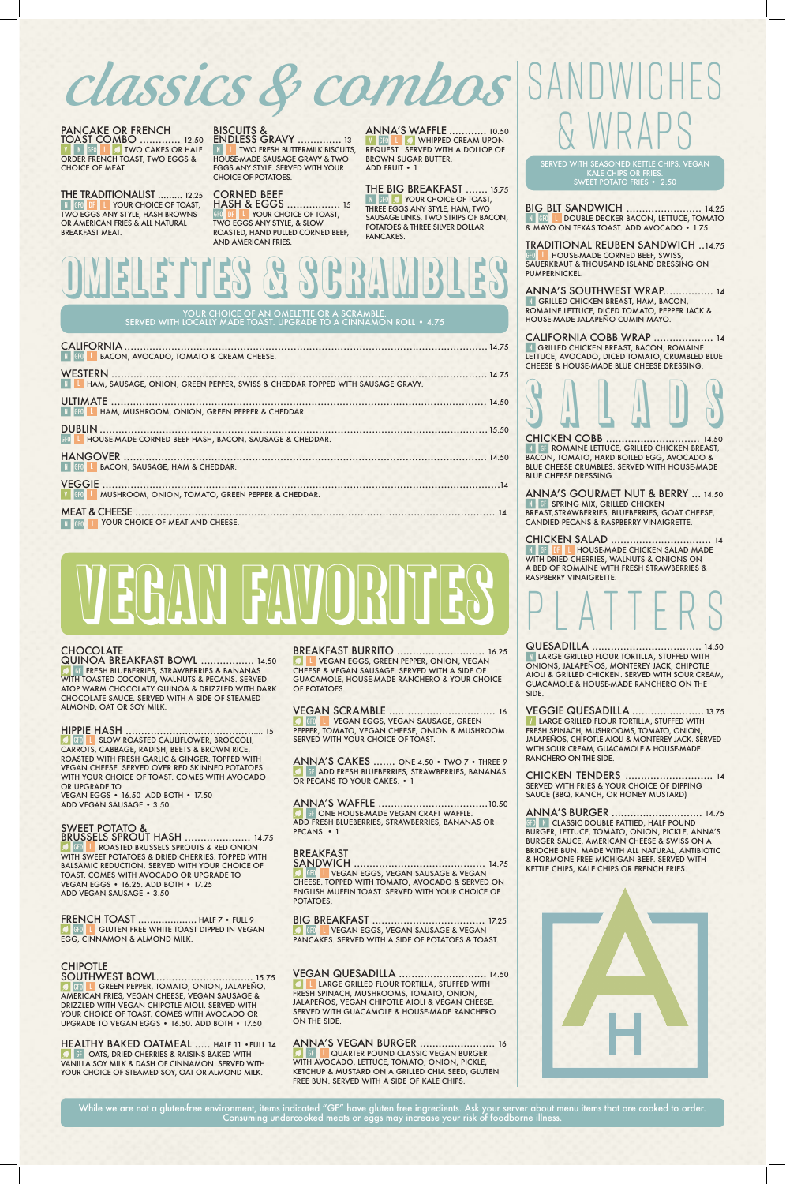# classics & combos

**PANCAKE OR FRENCH TOAST COMBO** ............. 12.50
V N GFO L TWO CAKES OR HALF ORDER FRENCH TOAST, TWO EGGS & CHOICE OF MEAT.

**THE TRADITIONALIST** ......... 12.25
N GFO L YOUR CHOICE OF TOAST, TWO EGGS ANY STYLE, HASH BROWNS OR AMERICAN FRIES & ALL NATURAL BREAKFAST MEAT.

**BISCUITS & ENDLESS GRAVY** .............. 13
N L TWO FRESH BUTTERMILK BISCUITS, HOUSE-MADE SAUSAGE GRAVY & TWO EGGS ANY STYLE. SERVED WITH YOUR CHOICE OF POTATOES.

**CORNED BEEF HASH & EGGS** ................. 15
GFO DF L YOUR CHOICE OF TOAST, TWO EGGS ANY STYLE, & SLOW ROASTED, HAND PULLED CORNED BEEF, AND AMERICAN FRIES.

**ANNA'S WAFFLE** ............ 10.50
V GFO L WHIPPED CREAM UPON REQUEST. SERVED WITH A DOLLOP OF BROWN SUGAR BUTTER.
ADD FRUIT • 1

**THE BIG BREAKFAST** ....... 15.75
N GFO YOUR CHOICE OF TOAST, THREE EGGS ANY STYLE, HAM, TWO SAUSAGE LINKS, TWO STRIPS OF BACON, POTATOES & THREE SILVER DOLLAR PANCAKES.

# OMELETTES & SCRAMBLES

YOUR CHOICE OF AN OMELETTE OR A SCRAMBLE.
SERVED WITH LOCALLY MADE TOAST. UPGRADE TO A CINNAMON ROLL • 4.75

**CALIFORNIA** ........ 14.75
N GFO L BACON, AVOCADO, TOMATO & CREAM CHEESE.

**WESTERN** ........ 14.75
N L HAM, SAUSAGE, ONION, GREEN PEPPER, SWISS & CHEDDAR TOPPED WITH SAUSAGE GRAVY.

**ULTIMATE** ........ 14.50
N GFO L HAM, MUSHROOM, ONION, GREEN PEPPER & CHEDDAR.

**DUBLIN** ........ 15.50
GFO L HOUSE-MADE CORNED BEEF HASH, BACON, SAUSAGE & CHEDDAR.

**HANGOVER** ........ 14.50
N GFO L BACON, SAUSAGE, HAM & CHEDDAR.

**VEGGIE** ........ 14
V GFO L MUSHROOM, ONION, TOMATO, GREEN PEPPER & CHEDDAR.

**MEAT & CHEESE** ........ 14
N GFO L YOUR CHOICE OF MEAT AND CHEESE.

# VEGAN FAVORITES

**CHOCOLATE QUINOA BREAKFAST BOWL** ................. 14.50
GF FRESH BLUEBERRIES, STRAWBERRIES & BANANAS WITH TOASTED COCONUT, WALNUTS & PECANS. SERVED ATOP WARM CHOCOLATY QUINOA & DRIZZLED WITH DARK CHOCOLATE SAUCE. SERVED WITH A SIDE OF STEAMED ALMOND, OAT OR SOY MILK.

**HIPPIE HASH** ........ 15
GFO L SLOW ROASTED CAULIFLOWER, BROCCOLI, CARROTS, CABBAGE, RADISH, BEETS & BROWN RICE, ROASTED WITH FRESH GARLIC & GINGER. TOPPED WITH VEGAN CHEESE. SERVED OVER RED SKINNED POTATOES WITH YOUR CHOICE OF TOAST. COMES WITH AVOCADO OR UPGRADE TO VEGAN EGGS • 16.50 ADD BOTH • 17.50
ADD VEGAN SAUSAGE • 3.50

**SWEET POTATO & BRUSSELS SPROUT HASH** ..................... 14.75
GFO L ROASTED BRUSSELS SPROUTS & RED ONION WITH SWEET POTATOES & DRIED CHERRIES. TOPPED WITH BALSAMIC REDUCTION. SERVED WITH YOUR CHOICE OF TOAST. COMES WITH AVOCADO OR UPGRADE TO VEGAN EGGS • 16.25. ADD BOTH • 17.25
ADD VEGAN SAUSAGE • 3.50

**FRENCH TOAST** .................... HALF 7 • FULL 9
GFO L GLUTEN FREE WHITE TOAST DIPPED IN VEGAN EGG, CINNAMON & ALMOND MILK.

**CHIPOTLE SOUTHWEST BOWL** ........ 15.75
GFO L GREEN PEPPER, TOMATO, ONION, JALAPEÑO, AMERICAN FRIES, VEGAN CHEESE, VEGAN SAUSAGE & DRIZZLED WITH VEGAN CHIPOTLE AIOLI. SERVED WITH YOUR CHOICE OF TOAST. COMES WITH AVOCADO OR UPGRADE TO VEGAN EGGS • 16.50. ADD BOTH • 17.50

**HEALTHY BAKED OATMEAL** ..... HALF 11 • FULL 14
GF OATS, DRIED CHERRIES & RAISINS BAKED WITH VANILLA SOY MILK & DASH OF CINNAMON. SERVED WITH YOUR CHOICE OF STEAMED SOY, OAT OR ALMOND MILK.

**BREAKFAST BURRITO** ........ 16.25
L VEGAN EGGS, GREEN PEPPER, ONION, VEGAN CHEESE & VEGAN SAUSAGE. SERVED WITH A SIDE OF GUACAMOLE, HOUSE-MADE RANCHERO & YOUR CHOICE OF POTATOES.

**VEGAN SCRAMBLE** ........ 16
GFO L VEGAN EGGS, VEGAN SAUSAGE, GREEN PEPPER, TOMATO, VEGAN CHEESE, ONION & MUSHROOM. SERVED WITH YOUR CHOICE OF TOAST.

**ANNA'S CAKES** ....... ONE 4.50 • TWO 7 • THREE 9
GF ADD FRESH BLUEBERRIES, STRAWBERRIES, BANANAS OR PECANS TO YOUR CAKES. • 1

**ANNA'S WAFFLE** ........ 10.50
GF ONE HOUSE-MADE VEGAN CRAFT WAFFLE.
ADD FRESH BLUEBERRIES, STRAWBERRIES, BANANAS OR PECANS. • 1

**BREAKFAST SANDWICH** ........ 14.75
GFO L VEGAN EGGS, VEGAN SAUSAGE & VEGAN CHEESE. TOPPED WITH TOMATO, AVOCADO & SERVED ON ENGLISH MUFFIN TOAST. SERVED WITH YOUR CHOICE OF POTATOES.

**BIG BREAKFAST** ........ 17.25
GFO L VEGAN EGGS, VEGAN SAUSAGE & VEGAN PANCAKES. SERVED WITH A SIDE OF POTATOES & TOAST.

**VEGAN QUESADILLA** ........ 14.50
L LARGE GRILLED FLOUR TORTILLA, STUFFED WITH FRESH SPINACH, MUSHROOMS, TOMATO, ONION, JALAPEÑOS, VEGAN CHIPOTLE AIOLI & VEGAN CHEESE. SERVED WITH GUACAMOLE & HOUSE-MADE RANCHERO ON THE SIDE.

**ANNA'S VEGAN BURGER** ........ 16
GF L QUARTER POUND CLASSIC VEGAN BURGER WITH AVOCADO, LETTUCE, TOMATO, ONION, PICKLE, KETCHUP & MUSTARD ON A GRILLED CHIA SEED, GLUTEN FREE BUN. SERVED WITH A SIDE OF KALE CHIPS.

# SANDWICHES & WRAPS

SERVED WITH SEASONED KETTLE CHIPS, VEGAN KALE CHIPS OR FRIES.
SWEET POTATO FRIES • 2.50

**BIG BLT SANDWICH** ........ 14.25
N GFO L DOUBLE DECKER BACON, LETTUCE, TOMATO & MAYO ON TEXAS TOAST. ADD AVOCADO • 1.75

**TRADITIONAL REUBEN SANDWICH** ..14.75
GFO L HOUSE-MADE CORNED BEEF, SWISS, SAUERKRAUT & THOUSAND ISLAND DRESSING ON PUMPERNICKEL.

**ANNA'S SOUTHWEST WRAP** ........ 14
N GRILLED CHICKEN BREAST, HAM, BACON, ROMAINE LETTUCE, DICED TOMATO, PEPPER JACK & HOUSE-MADE JALAPEÑO CUMIN MAYO.

**CALIFORNIA COBB WRAP** ........ 14
N GRILLED CHICKEN BREAST, BACON, ROMAINE LETTUCE, AVOCADO, DICED TOMATO, CRUMBLED BLUE CHEESE & HOUSE-MADE BLUE CHEESE DRESSING.

# SALADS

**CHICKEN COBB** ........ 14.50
N GF ROMAINE LETTUCE, GRILLED CHICKEN BREAST, BACON, TOMATO, HARD BOILED EGG, AVOCADO & BLUE CHEESE CRUMBLES. SERVED WITH HOUSE-MADE BLUE CHEESE DRESSING.

**ANNA'S GOURMET NUT & BERRY** ... 14.50
N GF SPRING MIX, GRILLED CHICKEN BREAST, STRAWBERRIES, BLUEBERRIES, GOAT CHEESE, CANDIED PECANS & RASPBERRY VINAIGRETTE.

**CHICKEN SALAD** ........ 14
N GF DF L HOUSE-MADE CHICKEN SALAD MADE WITH DRIED CHERRIES, WALNUTS & ONIONS ON A BED OF ROMAINE WITH FRESH STRAWBERRIES & RASPBERRY VINAIGRETTE.

# PLATTERS

**QUESADILLA** ........ 14.50
N LARGE GRILLED FLOUR TORTILLA, STUFFED WITH ONIONS, JALAPEÑOS, MONTEREY JACK, CHIPOTLE AIOLI & GRILLED CHICKEN. SERVED WITH SOUR CREAM, GUACAMOLE & HOUSE-MADE RANCHERO ON THE SIDE.

**VEGGIE QUESADILLA** ........ 13.75
V LARGE GRILLED FLOUR TORTILLA, STUFFED WITH FRESH SPINACH, MUSHROOMS, TOMATO, ONION, JALAPEÑOS, CHIPOTLE AIOLI & MONTEREY JACK. SERVED WITH SOUR CREAM, GUACAMOLE & HOUSE-MADE RANCHERO ON THE SIDE.

**CHICKEN TENDERS** ........ 14
SERVED WITH FRIES & YOUR CHOICE OF DIPPING SAUCE (BBQ, RANCH, OR HONEY MUSTARD)

**ANNA'S BURGER** ........ 14.75
GFO N CLASSIC DOUBLE PATTIED, HALF POUND BURGER, LETTUCE, TOMATO, ONION, PICKLE, ANNA'S BURGER SAUCE, AMERICAN CHEESE & SWISS ON A BRIOCHE BUN. MADE WITH ALL NATURAL, ANTIBIOTIC & HORMONE FREE MICHIGAN BEEF. SERVED WITH KETTLE CHIPS, KALE CHIPS OR FRENCH FRIES.

While we are not a gluten-free environment, items indicated "GF" have gluten free ingredients. Ask your server about menu items that are cooked to order. Consuming undercooked meats or eggs may increase your risk of foodborne illness.